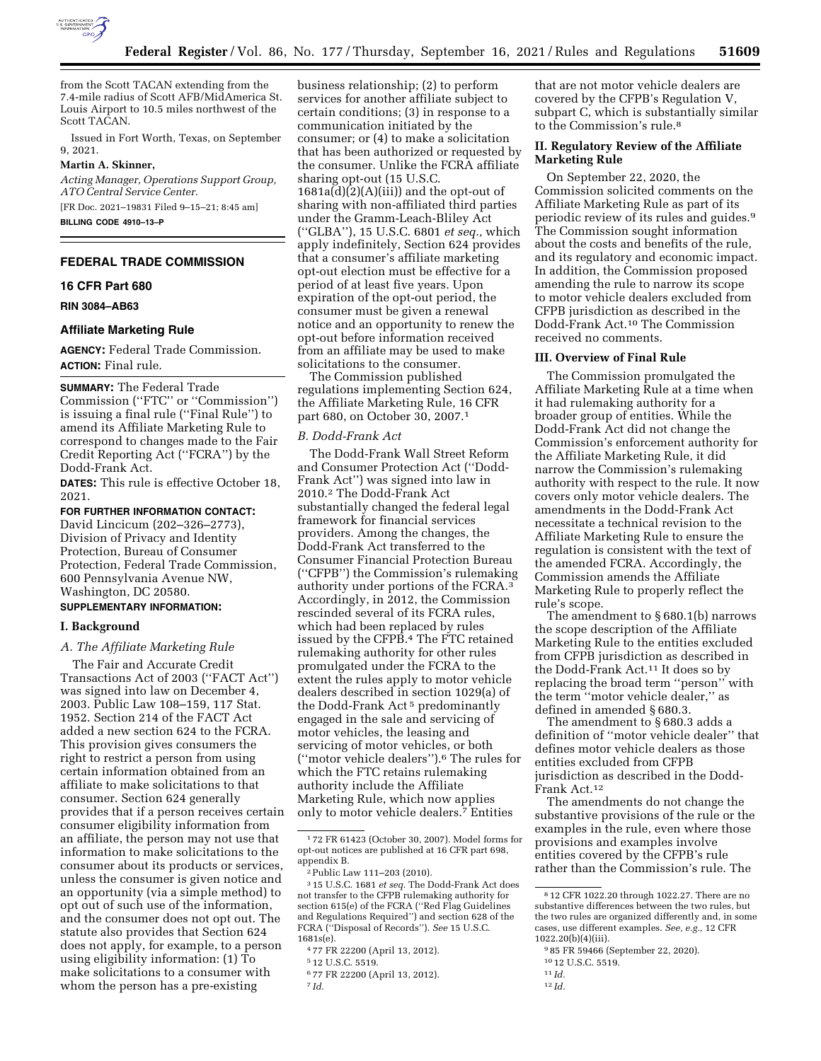from the Scott TACAN extending from the 7.4-mile radius of Scott AFB/MidAmerica St. Louis Airport to 10.5 miles northwest of the Scott TACAN.

Issued in Fort Worth, Texas, on September 9, 2021.

**Martin A. Skinner,**

*Acting Manager, Operations Support Group, ATO Central Service Center.*

[FR Doc. 2021–19831 Filed 9–15–21; 8:45 am]

**BILLING CODE 4910–13–P**

## FEDERAL TRADE COMMISSION

### 16 CFR Part 680

**RIN 3084–AB63**

### Affiliate Marketing Rule

**AGENCY:** Federal Trade Commission.

**ACTION:** Final rule.

**SUMMARY:** The Federal Trade Commission (''FTC'' or ''Commission'') is issuing a final rule (''Final Rule'') to amend its Affiliate Marketing Rule to correspond to changes made to the Fair Credit Reporting Act (''FCRA'') by the Dodd-Frank Act.

**DATES:** This rule is effective October 18, 2021.

**FOR FURTHER INFORMATION CONTACT:** David Lincicum (202–326–2773), Division of Privacy and Identity Protection, Bureau of Consumer Protection, Federal Trade Commission, 600 Pennsylvania Avenue NW, Washington, DC 20580.

**SUPPLEMENTARY INFORMATION:**

#### I. Background

*A. The Affiliate Marketing Rule*

The Fair and Accurate Credit Transactions Act of 2003 (''FACT Act'') was signed into law on December 4, 2003. Public Law 108–159, 117 Stat. 1952. Section 214 of the FACT Act added a new section 624 to the FCRA. This provision gives consumers the right to restrict a person from using certain information obtained from an affiliate to make solicitations to that consumer. Section 624 generally provides that if a person receives certain consumer eligibility information from an affiliate, the person may not use that information to make solicitations to the consumer about its products or services, unless the consumer is given notice and an opportunity (via a simple method) to opt out of such use of the information, and the consumer does not opt out. The statute also provides that Section 624 does not apply, for example, to a person using eligibility information: (1) To make solicitations to a consumer with whom the person has a pre-existing business relationship; (2) to perform services for another affiliate subject to certain conditions; (3) in response to a communication initiated by the consumer; or (4) to make a solicitation that has been authorized or requested by the consumer. Unlike the FCRA affiliate sharing opt-out (15 U.S.C. 1681a(d)(2)(A)(iii)) and the opt-out of sharing with non-affiliated third parties under the Gramm-Leach-Bliley Act (''GLBA''), 15 U.S.C. 6801 *et seq.,* which apply indefinitely, Section 624 provides that a consumer's affiliate marketing opt-out election must be effective for a period of at least five years. Upon expiration of the opt-out period, the consumer must be given a renewal notice and an opportunity to renew the opt-out before information received from an affiliate may be used to make solicitations to the consumer.

The Commission published regulations implementing Section 624, the Affiliate Marketing Rule, 16 CFR part 680, on October 30, 2007.[1]

*B. Dodd-Frank Act*

The Dodd-Frank Wall Street Reform and Consumer Protection Act (''Dodd-Frank Act'') was signed into law in 2010.[2] The Dodd-Frank Act substantially changed the federal legal framework for financial services providers. Among the changes, the Dodd-Frank Act transferred to the Consumer Financial Protection Bureau (''CFPB'') the Commission's rulemaking authority under portions of the FCRA.[3] Accordingly, in 2012, the Commission rescinded several of its FCRA rules, which had been replaced by rules issued by the CFPB.[4] The FTC retained rulemaking authority for other rules promulgated under the FCRA to the extent the rules apply to motor vehicle dealers described in section 1029(a) of the Dodd-Frank Act[5] predominantly engaged in the sale and servicing of motor vehicles, the leasing and servicing of motor vehicles, or both (''motor vehicle dealers'').[6] The rules for which the FTC retains rulemaking authority include the Affiliate Marketing Rule, which now applies only to motor vehicle dealers.[7] Entities that are not motor vehicle dealers are covered by the CFPB's Regulation V, subpart C, which is substantially similar to the Commission's rule.[8]

#### II. Regulatory Review of the Affiliate Marketing Rule

On September 22, 2020, the Commission solicited comments on the Affiliate Marketing Rule as part of its periodic review of its rules and guides.[9] The Commission sought information about the costs and benefits of the rule, and its regulatory and economic impact. In addition, the Commission proposed amending the rule to narrow its scope to motor vehicle dealers excluded from CFPB jurisdiction as described in the Dodd-Frank Act.[10] The Commission received no comments.

#### III. Overview of Final Rule

The Commission promulgated the Affiliate Marketing Rule at a time when it had rulemaking authority for a broader group of entities. While the Dodd-Frank Act did not change the Commission's enforcement authority for the Affiliate Marketing Rule, it did narrow the Commission's rulemaking authority with respect to the rule. It now covers only motor vehicle dealers. The amendments in the Dodd-Frank Act necessitate a technical revision to the Affiliate Marketing Rule to ensure the regulation is consistent with the text of the amended FCRA. Accordingly, the Commission amends the Affiliate Marketing Rule to properly reflect the rule's scope.

The amendment to § 680.1(b) narrows the scope description of the Affiliate Marketing Rule to the entities excluded from CFPB jurisdiction as described in the Dodd-Frank Act.[11] It does so by replacing the broad term ''person'' with the term ''motor vehicle dealer,'' as defined in amended § 680.3.

The amendment to § 680.3 adds a definition of ''motor vehicle dealer'' that defines motor vehicle dealers as those entities excluded from CFPB jurisdiction as described in the Dodd-Frank Act.[12]

The amendments do not change the substantive provisions of the rule or the examples in the rule, even where those provisions and examples involve entities covered by the CFPB's rule rather than the Commission's rule. The

---

[1] 72 FR 61423 (October 30, 2007). Model forms for opt-out notices are published at 16 CFR part 698, appendix B.

[2] Public Law 111–203 (2010).

[3] 15 U.S.C. 1681 *et seq.* The Dodd-Frank Act does not transfer to the CFPB rulemaking authority for section 615(e) of the FCRA (''Red Flag Guidelines and Regulations Required'') and section 628 of the FCRA (''Disposal of Records''). *See* 15 U.S.C. 1681s(e).

[4] 77 FR 22200 (April 13, 2012).

[5] 12 U.S.C. 5519.

[6] 77 FR 22200 (April 13, 2012).

[7] *Id.*

[8] 12 CFR 1022.20 through 1022.27. There are no substantive differences between the two rules, but the two rules are organized differently and, in some cases, use different examples. *See, e.g.,* 12 CFR 1022.20(b)(4)(iii).

[9] 85 FR 59466 (September 22, 2020).

[10] 12 U.S.C. 5519.

[11] *Id.*

[12] *Id.*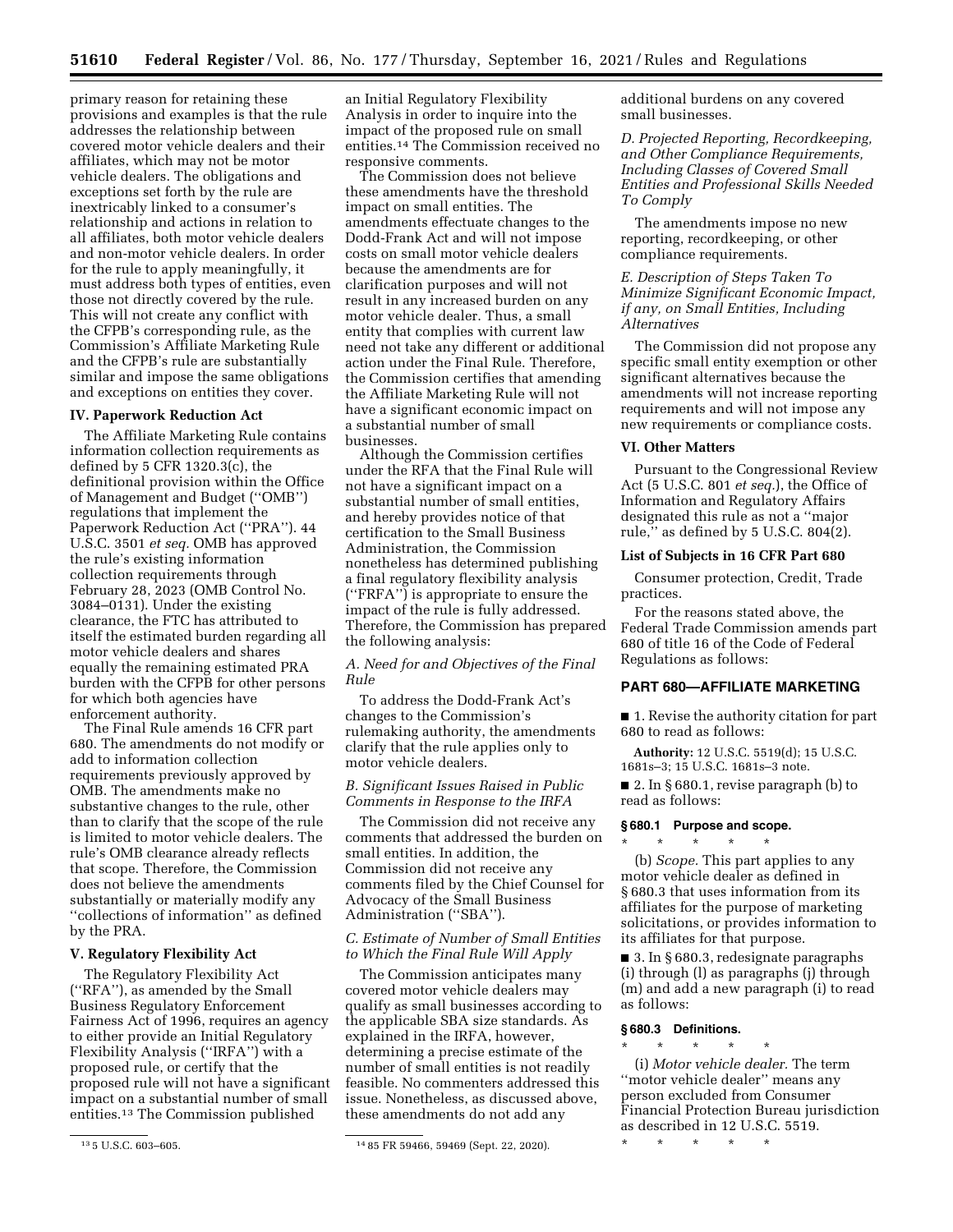primary reason for retaining these provisions and examples is that the rule addresses the relationship between covered motor vehicle dealers and their affiliates, which may not be motor vehicle dealers. The obligations and exceptions set forth by the rule are inextricably linked to a consumer's relationship and actions in relation to all affiliates, both motor vehicle dealers and non-motor vehicle dealers. In order for the rule to apply meaningfully, it must address both types of entities, even those not directly covered by the rule. This will not create any conflict with the CFPB's corresponding rule, as the Commission's Affiliate Marketing Rule and the CFPB's rule are substantially similar and impose the same obligations and exceptions on entities they cover.

## IV. Paperwork Reduction Act

The Affiliate Marketing Rule contains information collection requirements as defined by 5 CFR 1320.3(c), the definitional provision within the Office of Management and Budget ("OMB") regulations that implement the Paperwork Reduction Act ("PRA"). 44 U.S.C. 3501 *et seq.* OMB has approved the rule's existing information collection requirements through February 28, 2023 (OMB Control No. 3084–0131). Under the existing clearance, the FTC has attributed to itself the estimated burden regarding all motor vehicle dealers and shares equally the remaining estimated PRA burden with the CFPB for other persons for which both agencies have enforcement authority.

The Final Rule amends 16 CFR part 680. The amendments do not modify or add to information collection requirements previously approved by OMB. The amendments make no substantive changes to the rule, other than to clarify that the scope of the rule is limited to motor vehicle dealers. The rule's OMB clearance already reflects that scope. Therefore, the Commission does not believe the amendments substantially or materially modify any "collections of information" as defined by the PRA.

## V. Regulatory Flexibility Act

The Regulatory Flexibility Act ("RFA"), as amended by the Small Business Regulatory Enforcement Fairness Act of 1996, requires an agency to either provide an Initial Regulatory Flexibility Analysis ("IRFA") with a proposed rule, or certify that the proposed rule will not have a significant impact on a substantial number of small entities.[13] The Commission published an Initial Regulatory Flexibility Analysis in order to inquire into the impact of the proposed rule on small entities.[14] The Commission received no responsive comments.

The Commission does not believe these amendments have the threshold impact on small entities. The amendments effectuate changes to the Dodd-Frank Act and will not impose costs on small motor vehicle dealers because the amendments are for clarification purposes and will not result in any increased burden on any motor vehicle dealer. Thus, a small entity that complies with current law need not take any different or additional action under the Final Rule. Therefore, the Commission certifies that amending the Affiliate Marketing Rule will not have a significant economic impact on a substantial number of small businesses.

Although the Commission certifies under the RFA that the Final Rule will not have a significant impact on a substantial number of small entities, and hereby provides notice of that certification to the Small Business Administration, the Commission nonetheless has determined publishing a final regulatory flexibility analysis ("FRFA") is appropriate to ensure the impact of the rule is fully addressed. Therefore, the Commission has prepared the following analysis:

### *A. Need for and Objectives of the Final Rule*

To address the Dodd-Frank Act's changes to the Commission's rulemaking authority, the amendments clarify that the rule applies only to motor vehicle dealers.

### *B. Significant Issues Raised in Public Comments in Response to the IRFA*

The Commission did not receive any comments that addressed the burden on small entities. In addition, the Commission did not receive any comments filed by the Chief Counsel for Advocacy of the Small Business Administration ("SBA").

### *C. Estimate of Number of Small Entities to Which the Final Rule Will Apply*

The Commission anticipates many covered motor vehicle dealers may qualify as small businesses according to the applicable SBA size standards. As explained in the IRFA, however, determining a precise estimate of the number of small entities is not readily feasible. No commenters addressed this issue. Nonetheless, as discussed above, these amendments do not add any additional burdens on any covered small businesses.

### *D. Projected Reporting, Recordkeeping, and Other Compliance Requirements, Including Classes of Covered Small Entities and Professional Skills Needed To Comply*

The amendments impose no new reporting, recordkeeping, or other compliance requirements.

### *E. Description of Steps Taken To Minimize Significant Economic Impact, if any, on Small Entities, Including Alternatives*

The Commission did not propose any specific small entity exemption or other significant alternatives because the amendments will not increase reporting requirements and will not impose any new requirements or compliance costs.

## VI. Other Matters

Pursuant to the Congressional Review Act (5 U.S.C. 801 *et seq.*), the Office of Information and Regulatory Affairs designated this rule as not a "major rule," as defined by 5 U.S.C. 804(2).

### List of Subjects in 16 CFR Part 680

Consumer protection, Credit, Trade practices.

For the reasons stated above, the Federal Trade Commission amends part 680 of title 16 of the Code of Federal Regulations as follows:

## PART 680—AFFILIATE MARKETING

■ 1. Revise the authority citation for part 680 to read as follows:

**Authority:** 12 U.S.C. 5519(d); 15 U.S.C. 1681s–3; 15 U.S.C. 1681s–3 note.

■ 2. In § 680.1, revise paragraph (b) to read as follows:

### § 680.1 Purpose and scope.

\* \* \* \* \*

(b) *Scope.* This part applies to any motor vehicle dealer as defined in § 680.3 that uses information from its affiliates for the purpose of marketing solicitations, or provides information to its affiliates for that purpose.

■ 3. In § 680.3, redesignate paragraphs (i) through (l) as paragraphs (j) through (m) and add a new paragraph (i) to read as follows:

### § 680.3 Definitions.

\* \* \* \* \*

(i) *Motor vehicle dealer.* The term "motor vehicle dealer" means any person excluded from Consumer Financial Protection Bureau jurisdiction as described in 12 U.S.C. 5519.

\* \* \* \* \*

---

[13] 5 U.S.C. 603–605.

[14] 85 FR 59466, 59469 (Sept. 22, 2020).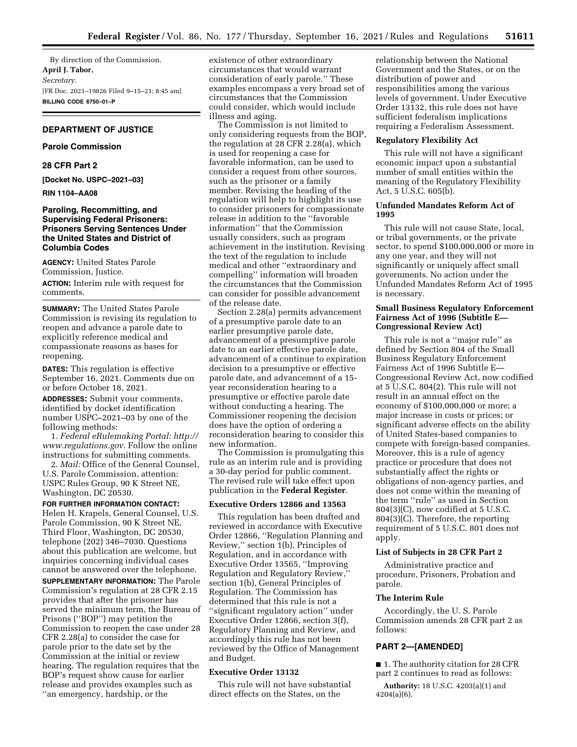By direction of the Commission.

**April J. Tabor,**

*Secretary.*

[FR Doc. 2021–19826 Filed 9–15–21; 8:45 am]

**BILLING CODE 6750–01–P**

## DEPARTMENT OF JUSTICE

### Parole Commission

### 28 CFR Part 2

**[Docket No. USPC–2021–03]**

**RIN 1104–AA08**

### Paroling, Recommitting, and Supervising Federal Prisoners: Prisoners Serving Sentences Under the United States and District of Columbia Codes

**AGENCY:** United States Parole Commission, Justice.

**ACTION:** Interim rule with request for comments.

**SUMMARY:** The United States Parole Commission is revising its regulation to reopen and advance a parole date to explicitly reference medical and compassionate reasons as bases for reopening.

**DATES:** This regulation is effective September 16, 2021. Comments due on or before October 18, 2021.

**ADDRESSES:** Submit your comments, identified by docket identification number USPC–2021–03 by one of the following methods:

1. *Federal eRulemaking Portal: http://www.regulations.gov*. Follow the online instructions for submitting comments.

2. *Mail:* Office of the General Counsel, U.S. Parole Commission, attention: USPC Rules Group, 90 K Street NE, Washington, DC 20530.

**FOR FURTHER INFORMATION CONTACT:** Helen H. Krapels, General Counsel, U.S. Parole Commission, 90 K Street NE, Third Floor, Washington, DC 20530, telephone (202) 346–7030. Questions about this publication are welcome, but inquiries concerning individual cases cannot be answered over the telephone.

**SUPPLEMENTARY INFORMATION:** The Parole Commission's regulation at 28 CFR 2.15 provides that after the prisoner has served the minimum term, the Bureau of Prisons (''BOP'') may petition the Commission to reopen the case under 28 CFR 2.28(a) to consider the case for parole prior to the date set by the Commission at the initial or review hearing. The regulation requires that the BOP's request show cause for earlier release and provides examples such as ''an emergency, hardship, or the existence of other extraordinary circumstances that would warrant consideration of early parole.'' These examples encompass a very broad set of circumstances that the Commission could consider, which would include illness and aging.

The Commission is not limited to only considering requests from the BOP, the regulation at 28 CFR 2.28(a), which is used for reopening a case for favorable information, can be used to consider a request from other sources, such as the prisoner or a family member. Revising the heading of the regulation will help to highlight its use to consider prisoners for compassionate release in addition to the ''favorable information'' that the Commission usually considers, such as program achievement in the institution. Revising the text of the regulation to include medical and other ''extraordinary and compelling'' information will broaden the circumstances that the Commission can consider for possible advancement of the release date.

Section 2.28(a) permits advancement of a presumptive parole date to an earlier presumptive parole date, advancement of a presumptive parole date to an earlier effective parole date, advancement of a continue to expiration decision to a presumptive or effective parole date, and advancement of a 15-year reconsideration hearing to a presumptive or effective parole date without conducting a hearing. The Commissioner reopening the decision does have the option of ordering a reconsideration hearing to consider this new information.

The Commission is promulgating this rule as an interim rule and is providing a 30-day period for public comment. The revised rule will take effect upon publication in the **Federal Register**.

#### Executive Orders 12866 and 13563

This regulation has been drafted and reviewed in accordance with Executive Order 12866, ''Regulation Planning and Review,'' section 1(b), Principles of Regulation, and in accordance with Executive Order 13565, ''Improving Regulation and Regulatory Review,'' section 1(b), General Principles of Regulation. The Commission has determined that this rule is not a ''significant regulatory action'' under Executive Order 12866, section 3(f), Regulatory Planning and Review, and accordingly this rule has not been reviewed by the Office of Management and Budget.

#### Executive Order 13132

This rule will not have substantial direct effects on the States, on the relationship between the National Government and the States, or on the distribution of power and responsibilities among the various levels of government. Under Executive Order 13132, this rule does not have sufficient federalism implications requiring a Federalism Assessment.

#### Regulatory Flexibility Act

This rule will not have a significant economic impact upon a substantial number of small entities within the meaning of the Regulatory Flexibility Act, 5 U.S.C. 605(b).

#### Unfunded Mandates Reform Act of 1995

This rule will not cause State, local, or tribal governments, or the private sector, to spend $100,000,000 or more in any one year, and they will not significantly or uniquely affect small governments. No action under the Unfunded Mandates Reform Act of 1995 is necessary.

#### Small Business Regulatory Enforcement Fairness Act of 1996 (Subtitle E—Congressional Review Act)

This rule is not a ''major rule'' as defined by Section 804 of the Small Business Regulatory Enforcement Fairness Act of 1996 Subtitle E—Congressional Review Act, now codified at 5 U.S.C. 804(2). This rule will not result in an annual effect on the economy of $100,000,000 or more; a major increase in costs or prices; or significant adverse effects on the ability of United States-based companies to compete with foreign-based companies. Moreover, this is a rule of agency practice or procedure that does not substantially affect the rights or obligations of non-agency parties, and does not come within the meaning of the term ''rule'' as used in Section 804(3)(C), now codified at 5 U.S.C. 804(3)(C). Therefore, the reporting requirement of 5 U.S.C. 801 does not apply.

#### List of Subjects in 28 CFR Part 2

Administrative practice and procedure, Prisoners, Probation and parole.

#### The Interim Rule

Accordingly, the U. S. Parole Commission amends 28 CFR part 2 as follows:

### PART 2—[AMENDED]

■ 1. The authority citation for 28 CFR part 2 continues to read as follows:

**Authority:** 18 U.S.C. 4203(a)(1) and 4204(a)(6).